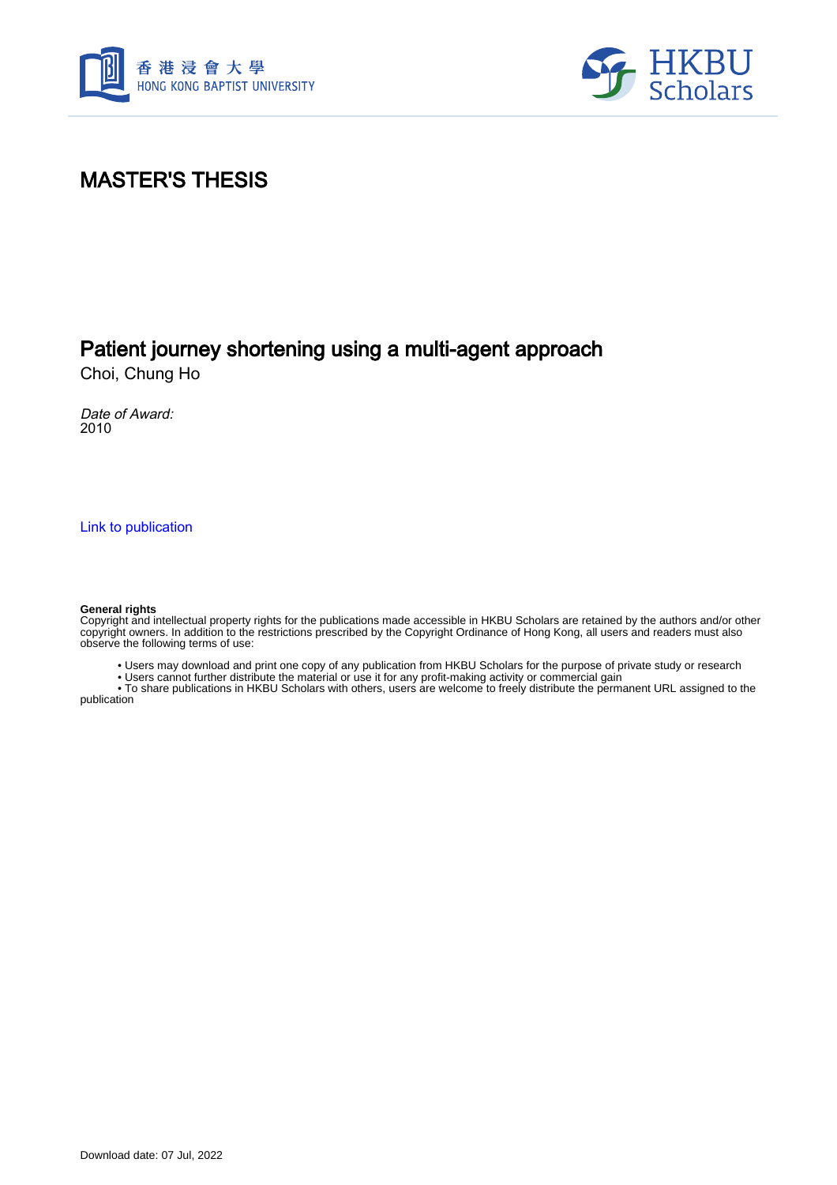# MASTER'S THESIS

## Patient journey shortening using a multi-agent approach

Choi, Chung Ho

*Date of Award:*
2010

Link to publication

**General rights**
Copyright and intellectual property rights for the publications made accessible in HKBU Scholars are retained by the authors and/or other copyright owners. In addition to the restrictions prescribed by the Copyright Ordinance of Hong Kong, all users and readers must also observe the following terms of use:

- Users may download and print one copy of any publication from HKBU Scholars for the purpose of private study or research
- Users cannot further distribute the material or use it for any profit-making activity or commercial gain
- To share publications in HKBU Scholars with others, users are welcome to freely distribute the permanent URL assigned to the publication

Download date: 07 Jul, 2022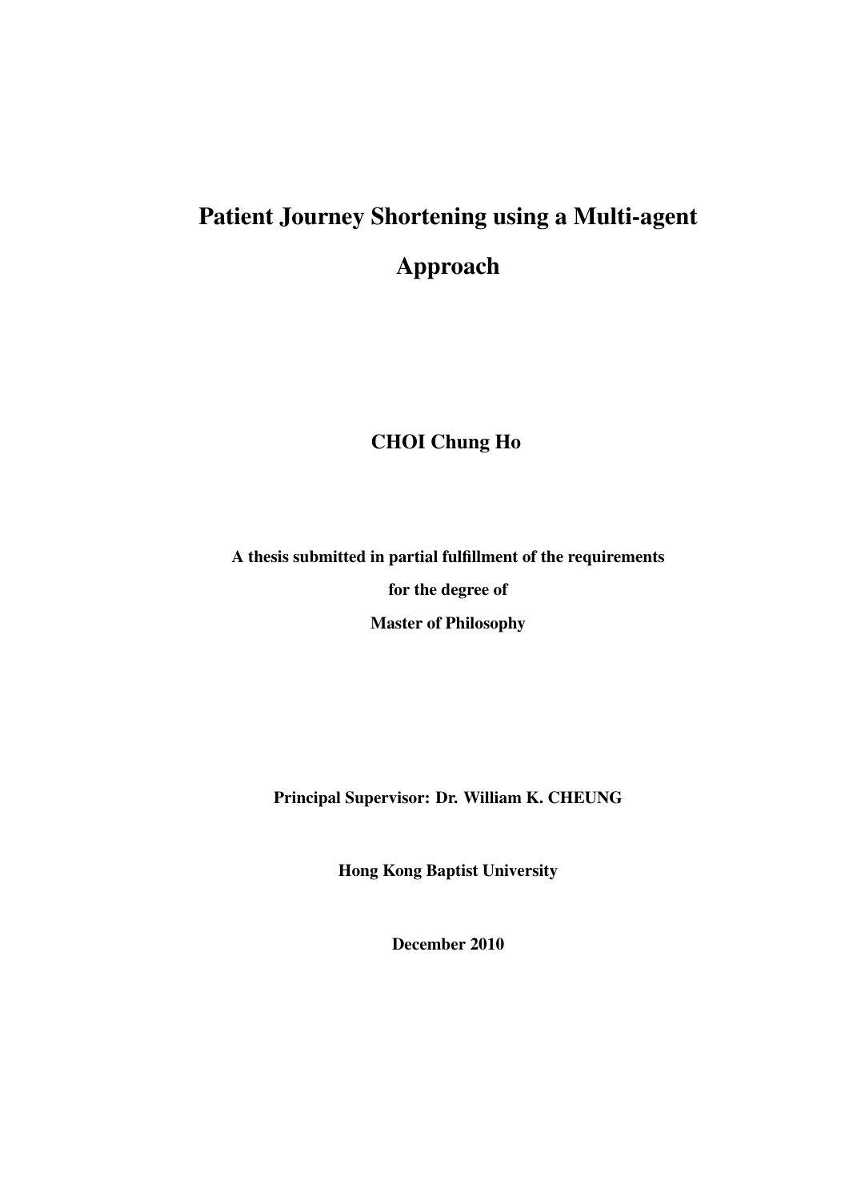# Patient Journey Shortening using a Multi-agent Approach

**CHOI Chung Ho**

**A thesis submitted in partial fulfillment of the requirements**

**for the degree of**

**Master of Philosophy**

**Principal Supervisor: Dr. William K. CHEUNG**

**Hong Kong Baptist University**

**December 2010**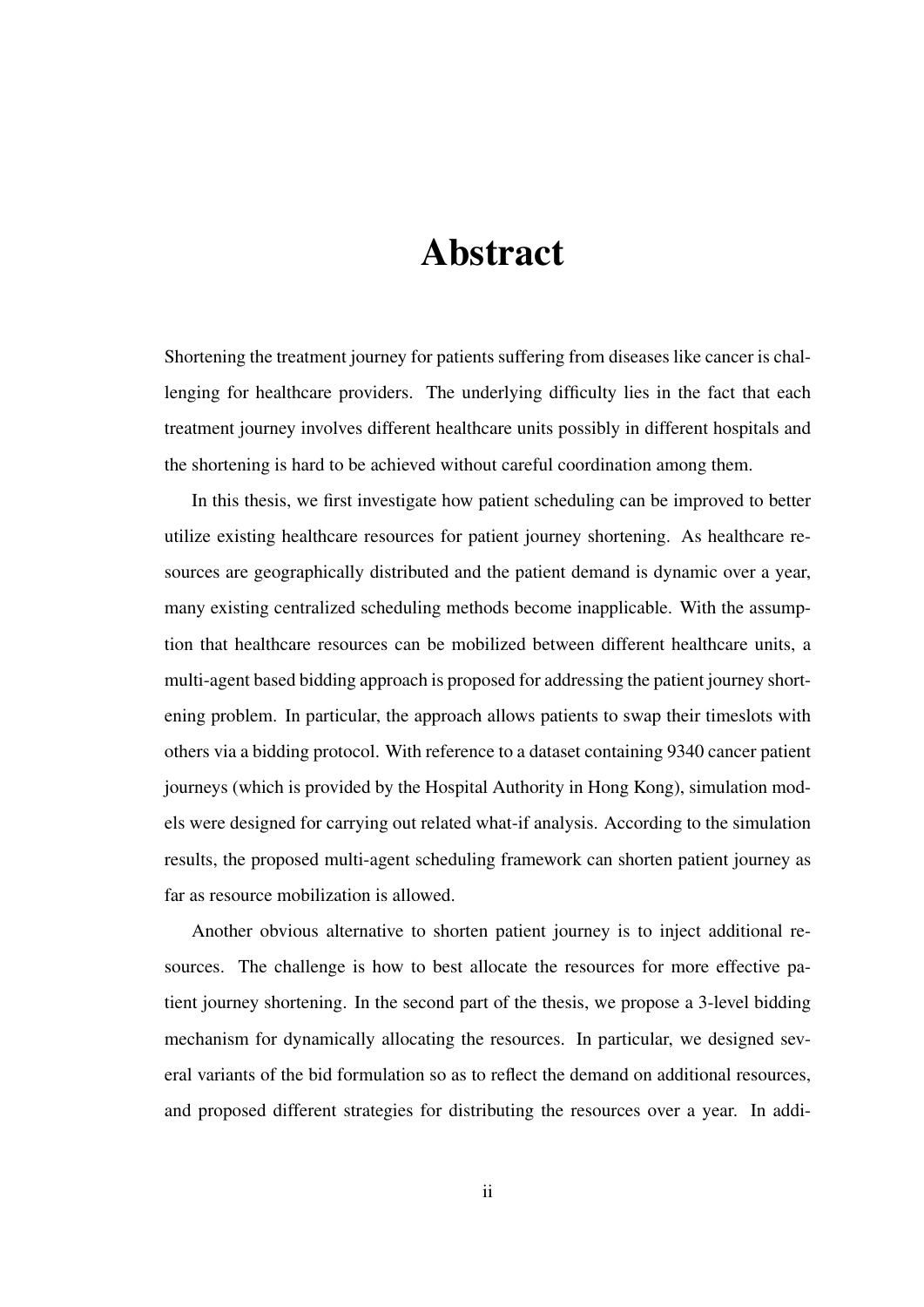# Abstract

Shortening the treatment journey for patients suffering from diseases like cancer is challenging for healthcare providers. The underlying difficulty lies in the fact that each treatment journey involves different healthcare units possibly in different hospitals and the shortening is hard to be achieved without careful coordination among them.

In this thesis, we first investigate how patient scheduling can be improved to better utilize existing healthcare resources for patient journey shortening. As healthcare resources are geographically distributed and the patient demand is dynamic over a year, many existing centralized scheduling methods become inapplicable. With the assumption that healthcare resources can be mobilized between different healthcare units, a multi-agent based bidding approach is proposed for addressing the patient journey shortening problem. In particular, the approach allows patients to swap their timeslots with others via a bidding protocol. With reference to a dataset containing 9340 cancer patient journeys (which is provided by the Hospital Authority in Hong Kong), simulation models were designed for carrying out related what-if analysis. According to the simulation results, the proposed multi-agent scheduling framework can shorten patient journey as far as resource mobilization is allowed.

Another obvious alternative to shorten patient journey is to inject additional resources. The challenge is how to best allocate the resources for more effective patient journey shortening. In the second part of the thesis, we propose a 3-level bidding mechanism for dynamically allocating the resources. In particular, we designed several variants of the bid formulation so as to reflect the demand on additional resources, and proposed different strategies for distributing the resources over a year. In addi-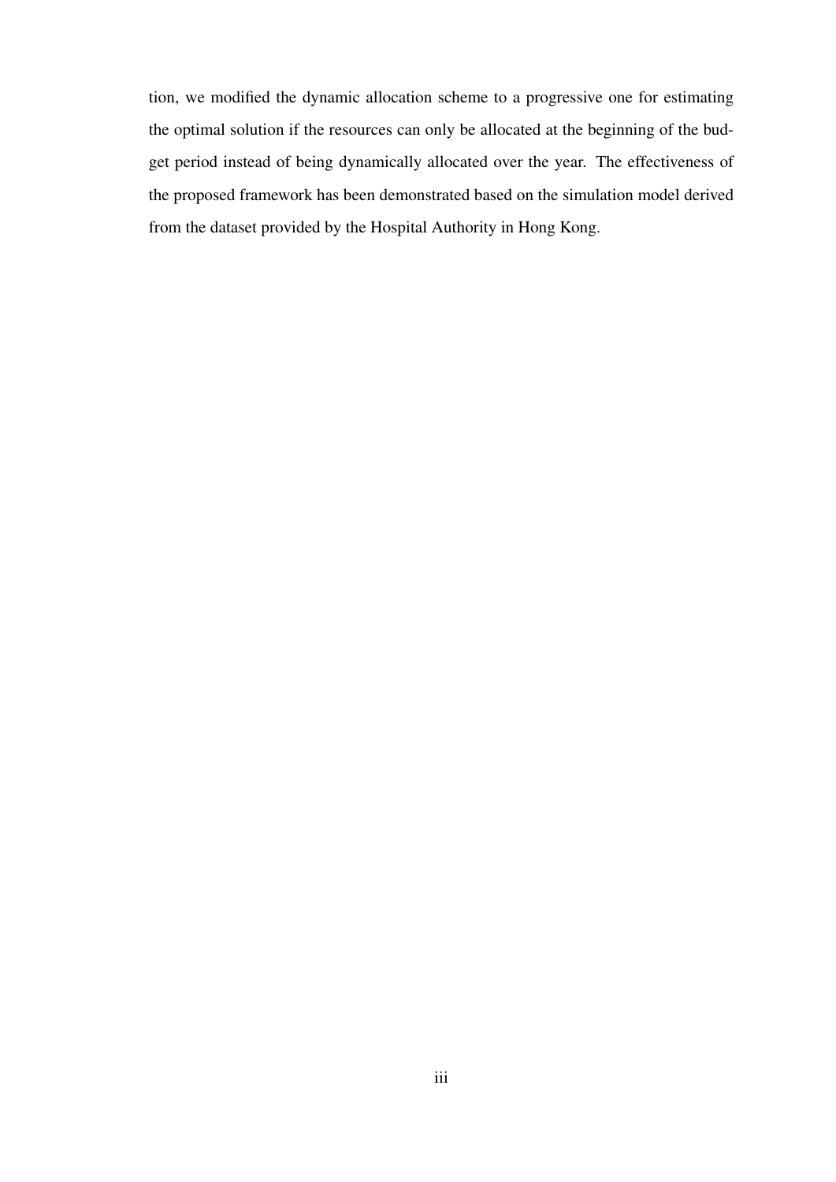tion, we modified the dynamic allocation scheme to a progressive one for estimating the optimal solution if the resources can only be allocated at the beginning of the budget period instead of being dynamically allocated over the year. The effectiveness of the proposed framework has been demonstrated based on the simulation model derived from the dataset provided by the Hospital Authority in Hong Kong.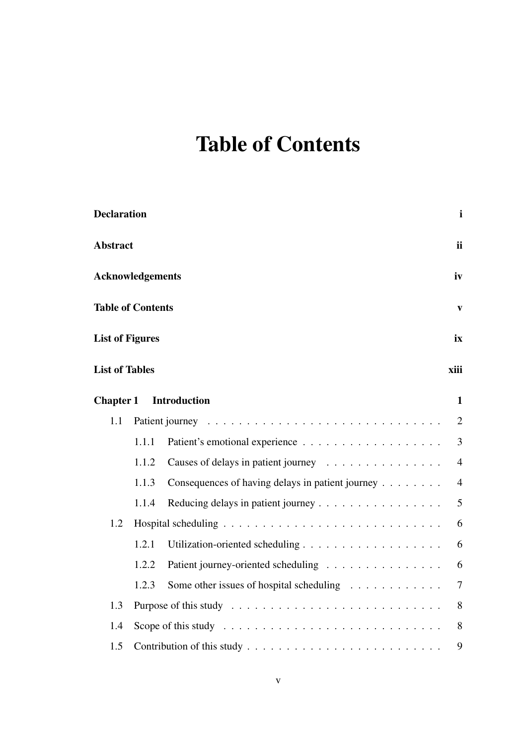# Table of Contents

**Declaration** **i**

**Abstract** **ii**

**Acknowledgements** **iv**

**Table of Contents** **v**

**List of Figures** **ix**

**List of Tables** **xiii**

**Chapter 1 Introduction** **1**

- 1.1 Patient journey . . . . . . . . . . . . . . . . . . . . . . . . . . . . . . 2
  - 1.1.1 Patient's emotional experience . . . . . . . . . . . . . . . . . . . 3
  - 1.1.2 Causes of delays in patient journey . . . . . . . . . . . . . . . . 4
  - 1.1.3 Consequences of having delays in patient journey . . . . . . . . 4
  - 1.1.4 Reducing delays in patient journey . . . . . . . . . . . . . . . . 5
- 1.2 Hospital scheduling . . . . . . . . . . . . . . . . . . . . . . . . . . . . 6
  - 1.2.1 Utilization-oriented scheduling . . . . . . . . . . . . . . . . . . 6
  - 1.2.2 Patient journey-oriented scheduling . . . . . . . . . . . . . . . 6
  - 1.2.3 Some other issues of hospital scheduling . . . . . . . . . . . . 7
- 1.3 Purpose of this study . . . . . . . . . . . . . . . . . . . . . . . . . . . 8
- 1.4 Scope of this study . . . . . . . . . . . . . . . . . . . . . . . . . . . . 8
- 1.5 Contribution of this study . . . . . . . . . . . . . . . . . . . . . . . . . 9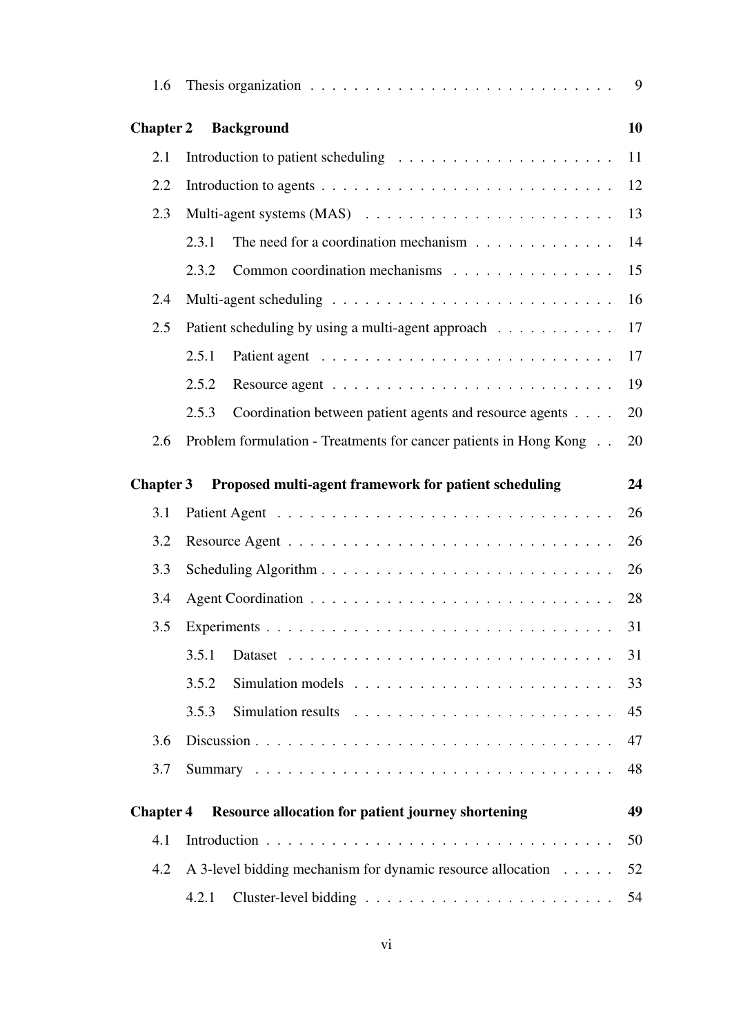1.6 Thesis organization . . . . . . . . . . . . . . . . . . . . . . . . . . . 9

**Chapter 2 Background** **10**

2.1 Introduction to patient scheduling . . . . . . . . . . . . . . . . . . . . 11

2.2 Introduction to agents . . . . . . . . . . . . . . . . . . . . . . . . . . . 12

2.3 Multi-agent systems (MAS) . . . . . . . . . . . . . . . . . . . . . . . 13

2.3.1 The need for a coordination mechanism . . . . . . . . . . . . . 14

2.3.2 Common coordination mechanisms . . . . . . . . . . . . . . . 15

2.4 Multi-agent scheduling . . . . . . . . . . . . . . . . . . . . . . . . . . 16

2.5 Patient scheduling by using a multi-agent approach . . . . . . . . . . . 17

2.5.1 Patient agent . . . . . . . . . . . . . . . . . . . . . . . . . . . 17

2.5.2 Resource agent . . . . . . . . . . . . . . . . . . . . . . . . . . 19

2.5.3 Coordination between patient agents and resource agents . . . . 20

2.6 Problem formulation - Treatments for cancer patients in Hong Kong . . 20

**Chapter 3 Proposed multi-agent framework for patient scheduling** **24**

3.1 Patient Agent . . . . . . . . . . . . . . . . . . . . . . . . . . . . . . . 26

3.2 Resource Agent . . . . . . . . . . . . . . . . . . . . . . . . . . . . . . 26

3.3 Scheduling Algorithm . . . . . . . . . . . . . . . . . . . . . . . . . . . 26

3.4 Agent Coordination . . . . . . . . . . . . . . . . . . . . . . . . . . . . 28

3.5 Experiments . . . . . . . . . . . . . . . . . . . . . . . . . . . . . . . . 31

3.5.1 Dataset . . . . . . . . . . . . . . . . . . . . . . . . . . . . . . 31

3.5.2 Simulation models . . . . . . . . . . . . . . . . . . . . . . . . 33

3.5.3 Simulation results . . . . . . . . . . . . . . . . . . . . . . . . 45

3.6 Discussion . . . . . . . . . . . . . . . . . . . . . . . . . . . . . . . . . 47

3.7 Summary . . . . . . . . . . . . . . . . . . . . . . . . . . . . . . . . . 48

**Chapter 4 Resource allocation for patient journey shortening** **49**

4.1 Introduction . . . . . . . . . . . . . . . . . . . . . . . . . . . . . . . . 50

4.2 A 3-level bidding mechanism for dynamic resource allocation . . . . . 52

4.2.1 Cluster-level bidding . . . . . . . . . . . . . . . . . . . . . . . 54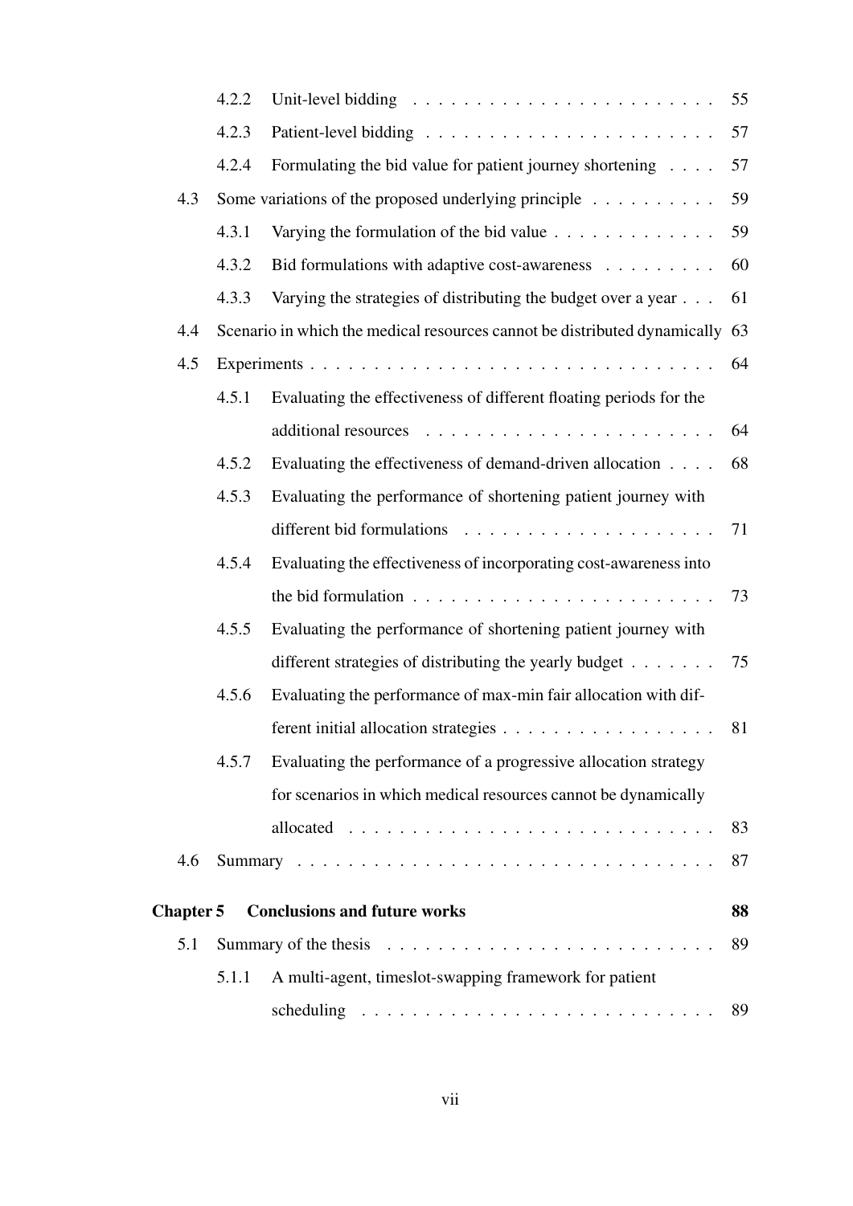- 4.2.2 Unit-level bidding . . . . . . . . . . . . . . . . . . . . . . . . 55
- 4.2.3 Patient-level bidding . . . . . . . . . . . . . . . . . . . . . . . 57
- 4.2.4 Formulating the bid value for patient journey shortening . . . . 57

4.3 Some variations of the proposed underlying principle . . . . . . . . . . 59

- 4.3.1 Varying the formulation of the bid value . . . . . . . . . . . . . 59
- 4.3.2 Bid formulations with adaptive cost-awareness . . . . . . . . . 60
- 4.3.3 Varying the strategies of distributing the budget over a year . . . 61

4.4 Scenario in which the medical resources cannot be distributed dynamically 63

4.5 Experiments . . . . . . . . . . . . . . . . . . . . . . . . . . . . . . . . 64

- 4.5.1 Evaluating the effectiveness of different floating periods for the additional resources . . . . . . . . . . . . . . . . . . . . . . . 64
- 4.5.2 Evaluating the effectiveness of demand-driven allocation . . . . 68
- 4.5.3 Evaluating the performance of shortening patient journey with different bid formulations . . . . . . . . . . . . . . . . . . . . 71
- 4.5.4 Evaluating the effectiveness of incorporating cost-awareness into the bid formulation . . . . . . . . . . . . . . . . . . . . . . . . 73
- 4.5.5 Evaluating the performance of shortening patient journey with different strategies of distributing the yearly budget . . . . . . . 75
- 4.5.6 Evaluating the performance of max-min fair allocation with different initial allocation strategies . . . . . . . . . . . . . . . . . 81
- 4.5.7 Evaluating the performance of a progressive allocation strategy for scenarios in which medical resources cannot be dynamically allocated . . . . . . . . . . . . . . . . . . . . . . . . . . . . 83

4.6 Summary . . . . . . . . . . . . . . . . . . . . . . . . . . . . . . . . . 87

**Chapter 5 Conclusions and future works** **88**

5.1 Summary of the thesis . . . . . . . . . . . . . . . . . . . . . . . . . . 89

- 5.1.1 A multi-agent, timeslot-swapping framework for patient scheduling . . . . . . . . . . . . . . . . . . . . . . . . . . . . 89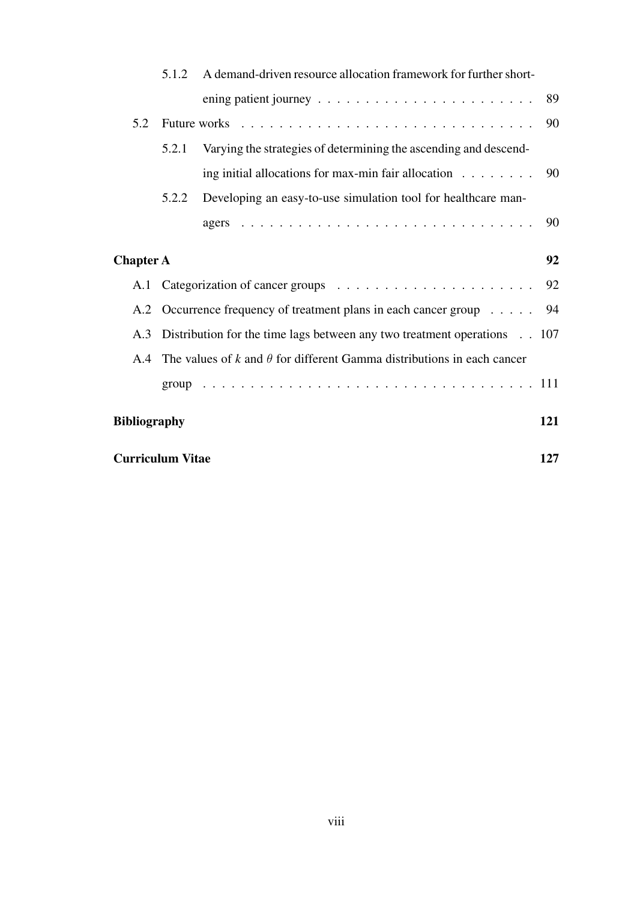5.1.2 A demand-driven resource allocation framework for further shortening patient journey . . . . . . . . . . . . . . . . . . . . . . . 89

5.2 Future works . . . . . . . . . . . . . . . . . . . . . . . . . . . . . . 90

5.2.1 Varying the strategies of determining the ascending and descending initial allocations for max-min fair allocation . . . . . . . . 90

5.2.2 Developing an easy-to-use simulation tool for healthcare managers . . . . . . . . . . . . . . . . . . . . . . . . . . . . . . 90

**Chapter A** **92**

A.1 Categorization of cancer groups . . . . . . . . . . . . . . . . . . . . . 92

A.2 Occurrence frequency of treatment plans in each cancer group . . . . . 94

A.3 Distribution for the time lags between any two treatment operations . . 107

A.4 The values of $k$ and $\theta$ for different Gamma distributions in each cancer group . . . . . . . . . . . . . . . . . . . . . . . . . . . . . . . . . 111

**Bibliography** **121**

**Curriculum Vitae** **127**